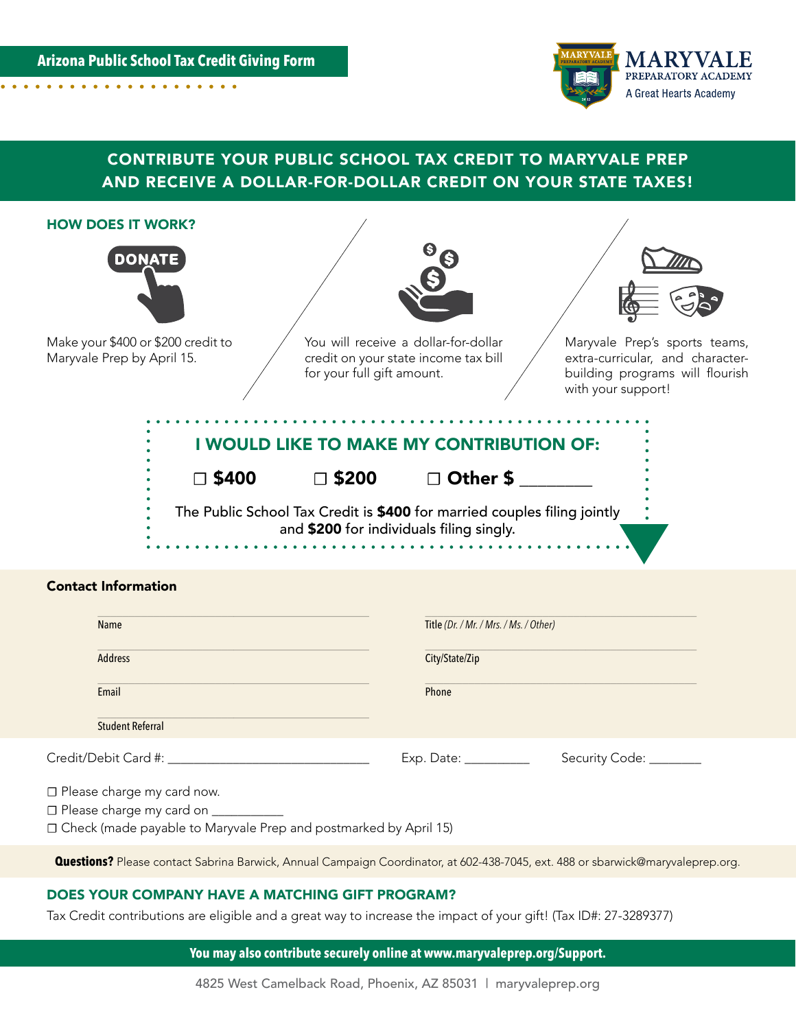**Arizona Public School Tax Credit Giving Form**

MARYVALE PREPARATORY ACADEMY
A Great Hearts Academy

## CONTRIBUTE YOUR PUBLIC SCHOOL TAX CREDIT TO MARYVALE PREP AND RECEIVE A DOLLAR-FOR-DOLLAR CREDIT ON YOUR STATE TAXES!

### HOW DOES IT WORK?

DONATE

Make your $400 or $200 credit to Maryvale Prep by April 15.

You will receive a dollar-for-dollar credit on your state income tax bill for your full gift amount.

Maryvale Prep's sports teams, extra-curricular, and character-building programs will flourish with your support!

### I WOULD LIKE TO MAKE MY CONTRIBUTION OF:

☐ **$400** ☐ **$200** ☐ **Other $** ________

The Public School Tax Credit is **$400** for married couples filing jointly and **$200** for individuals filing singly.

**Contact Information**

| | |
|---|---|
| Name ____________________ | Title *(Dr. / Mr. / Mrs. / Ms. / Other)* ____________________ |
| Address ____________________ | City/State/Zip ____________________ |
| Email ____________________ | Phone ____________________ |
| Student Referral ____________________ | |

Credit/Debit Card #: ______________________________ Exp. Date: __________ Security Code: ________

☐ Please charge my card now.
☐ Please charge my card on ___________
☐ Check (made payable to Maryvale Prep and postmarked by April 15)

**Questions?** Please contact Sabrina Barwick, Annual Campaign Coordinator, at 602-438-7045, ext. 488 or sbarwick@maryvaleprep.org.

### DOES YOUR COMPANY HAVE A MATCHING GIFT PROGRAM?

Tax Credit contributions are eligible and a great way to increase the impact of your gift! (Tax ID#: 27-3289377)

**You may also contribute securely online at www.maryvaleprep.org/Support.**

4825 West Camelback Road, Phoenix, AZ 85031 | maryvaleprep.org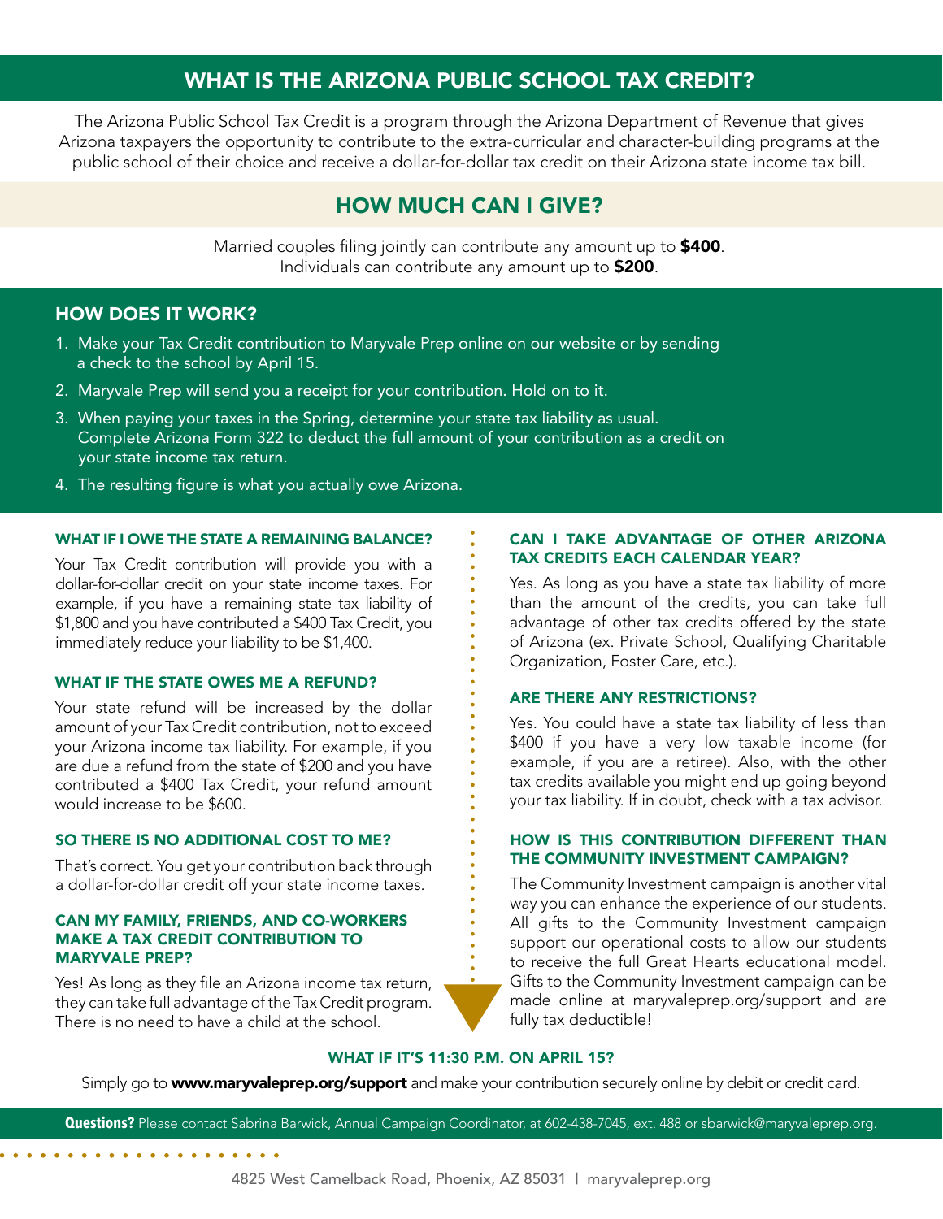## WHAT IS THE ARIZONA PUBLIC SCHOOL TAX CREDIT?

The Arizona Public School Tax Credit is a program through the Arizona Department of Revenue that gives Arizona taxpayers the opportunity to contribute to the extra-curricular and character-building programs at the public school of their choice and receive a dollar-for-dollar tax credit on their Arizona state income tax bill.

## HOW MUCH CAN I GIVE?

Married couples filing jointly can contribute any amount up to **$400**.
Individuals can contribute any amount up to **$200**.

### HOW DOES IT WORK?

1. Make your Tax Credit contribution to Maryvale Prep online on our website or by sending a check to the school by April 15.
2. Maryvale Prep will send you a receipt for your contribution. Hold on to it.
3. When paying your taxes in the Spring, determine your state tax liability as usual. Complete Arizona Form 322 to deduct the full amount of your contribution as a credit on your state income tax return.
4. The resulting figure is what you actually owe Arizona.

### WHAT IF I OWE THE STATE A REMAINING BALANCE?

Your Tax Credit contribution will provide you with a dollar-for-dollar credit on your state income taxes. For example, if you have a remaining state tax liability of $1,800 and you have contributed a $400 Tax Credit, you immediately reduce your liability to be $1,400.

### WHAT IF THE STATE OWES ME A REFUND?

Your state refund will be increased by the dollar amount of your Tax Credit contribution, not to exceed your Arizona income tax liability. For example, if you are due a refund from the state of $200 and you have contributed a $400 Tax Credit, your refund amount would increase to be $600.

### SO THERE IS NO ADDITIONAL COST TO ME?

That's correct. You get your contribution back through a dollar-for-dollar credit off your state income taxes.

### CAN MY FAMILY, FRIENDS, AND CO-WORKERS MAKE A TAX CREDIT CONTRIBUTION TO MARYVALE PREP?

Yes! As long as they file an Arizona income tax return, they can take full advantage of the Tax Credit program. There is no need to have a child at the school.

### CAN I TAKE ADVANTAGE OF OTHER ARIZONA TAX CREDITS EACH CALENDAR YEAR?

Yes. As long as you have a state tax liability of more than the amount of the credits, you can take full advantage of other tax credits offered by the state of Arizona (ex. Private School, Qualifying Charitable Organization, Foster Care, etc.).

### ARE THERE ANY RESTRICTIONS?

Yes. You could have a state tax liability of less than $400 if you have a very low taxable income (for example, if you are a retiree). Also, with the other tax credits available you might end up going beyond your tax liability. If in doubt, check with a tax advisor.

### HOW IS THIS CONTRIBUTION DIFFERENT THAN THE COMMUNITY INVESTMENT CAMPAIGN?

The Community Investment campaign is another vital way you can enhance the experience of our students. All gifts to the Community Investment campaign support our operational costs to allow our students to receive the full Great Hearts educational model. Gifts to the Community Investment campaign can be made online at maryvaleprep.org/support and are fully tax deductible!

### WHAT IF IT'S 11:30 P.M. ON APRIL 15?

Simply go to **www.maryvaleprep.org/support** and make your contribution securely online by debit or credit card.

**Questions?** Please contact Sabrina Barwick, Annual Campaign Coordinator, at 602-438-7045, ext. 488 or sbarwick@maryvaleprep.org.

4825 West Camelback Road, Phoenix, AZ 85031 | maryvaleprep.org